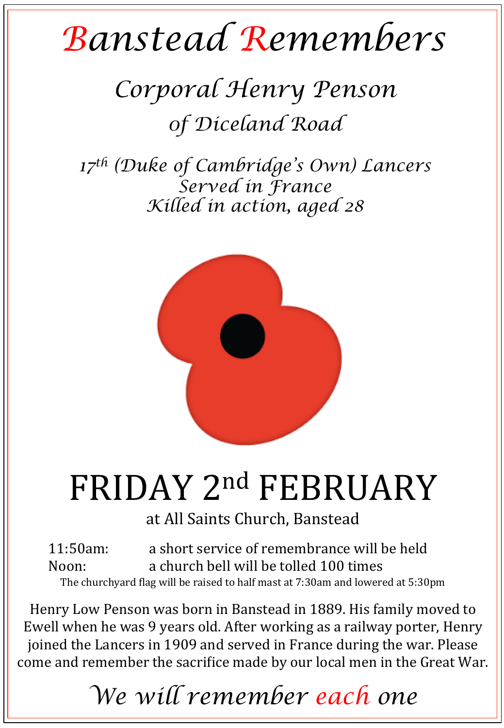# *Banstead Remembers*

## *Corporal Henry Penson*

### *of Diceland Road*

*17th (Duke of Cambridge's Own) Lancers*
*Served in France*
*Killed in action, aged 28*

# FRIDAY 2nd FEBRUARY

at All Saints Church, Banstead

11:50am: a short service of remembrance will be held
Noon: a church bell will be tolled 100 times

The churchyard flag will be raised to half mast at 7:30am and lowered at 5:30pm

Henry Low Penson was born in Banstead in 1889. His family moved to Ewell when he was 9 years old. After working as a railway porter, Henry joined the Lancers in 1909 and served in France during the war. Please come and remember the sacrifice made by our local men in the Great War.

*We will remember each one*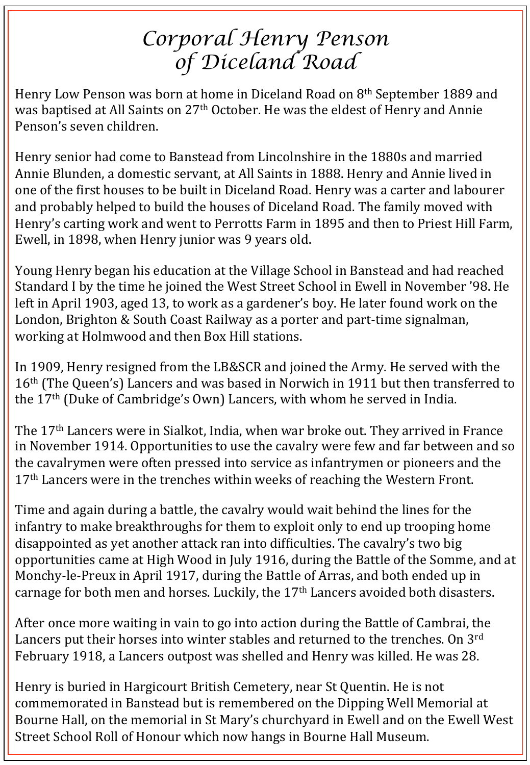# *Corporal Henry Penson of Diceland Road*

Henry Low Penson was born at home in Diceland Road on 8th September 1889 and was baptised at All Saints on 27th October. He was the eldest of Henry and Annie Penson's seven children.

Henry senior had come to Banstead from Lincolnshire in the 1880s and married Annie Blunden, a domestic servant, at All Saints in 1888. Henry and Annie lived in one of the first houses to be built in Diceland Road. Henry was a carter and labourer and probably helped to build the houses of Diceland Road. The family moved with Henry's carting work and went to Perrotts Farm in 1895 and then to Priest Hill Farm, Ewell, in 1898, when Henry junior was 9 years old.

Young Henry began his education at the Village School in Banstead and had reached Standard I by the time he joined the West Street School in Ewell in November '98. He left in April 1903, aged 13, to work as a gardener's boy. He later found work on the London, Brighton & South Coast Railway as a porter and part-time signalman, working at Holmwood and then Box Hill stations.

In 1909, Henry resigned from the LB&SCR and joined the Army. He served with the 16th (The Queen's) Lancers and was based in Norwich in 1911 but then transferred to the 17th (Duke of Cambridge's Own) Lancers, with whom he served in India.

The 17th Lancers were in Sialkot, India, when war broke out. They arrived in France in November 1914. Opportunities to use the cavalry were few and far between and so the cavalrymen were often pressed into service as infantrymen or pioneers and the 17th Lancers were in the trenches within weeks of reaching the Western Front.

Time and again during a battle, the cavalry would wait behind the lines for the infantry to make breakthroughs for them to exploit only to end up trooping home disappointed as yet another attack ran into difficulties. The cavalry's two big opportunities came at High Wood in July 1916, during the Battle of the Somme, and at Monchy-le-Preux in April 1917, during the Battle of Arras, and both ended up in carnage for both men and horses. Luckily, the 17th Lancers avoided both disasters.

After once more waiting in vain to go into action during the Battle of Cambrai, the Lancers put their horses into winter stables and returned to the trenches. On 3rd February 1918, a Lancers outpost was shelled and Henry was killed. He was 28.

Henry is buried in Hargicourt British Cemetery, near St Quentin. He is not commemorated in Banstead but is remembered on the Dipping Well Memorial at Bourne Hall, on the memorial in St Mary's churchyard in Ewell and on the Ewell West Street School Roll of Honour which now hangs in Bourne Hall Museum.